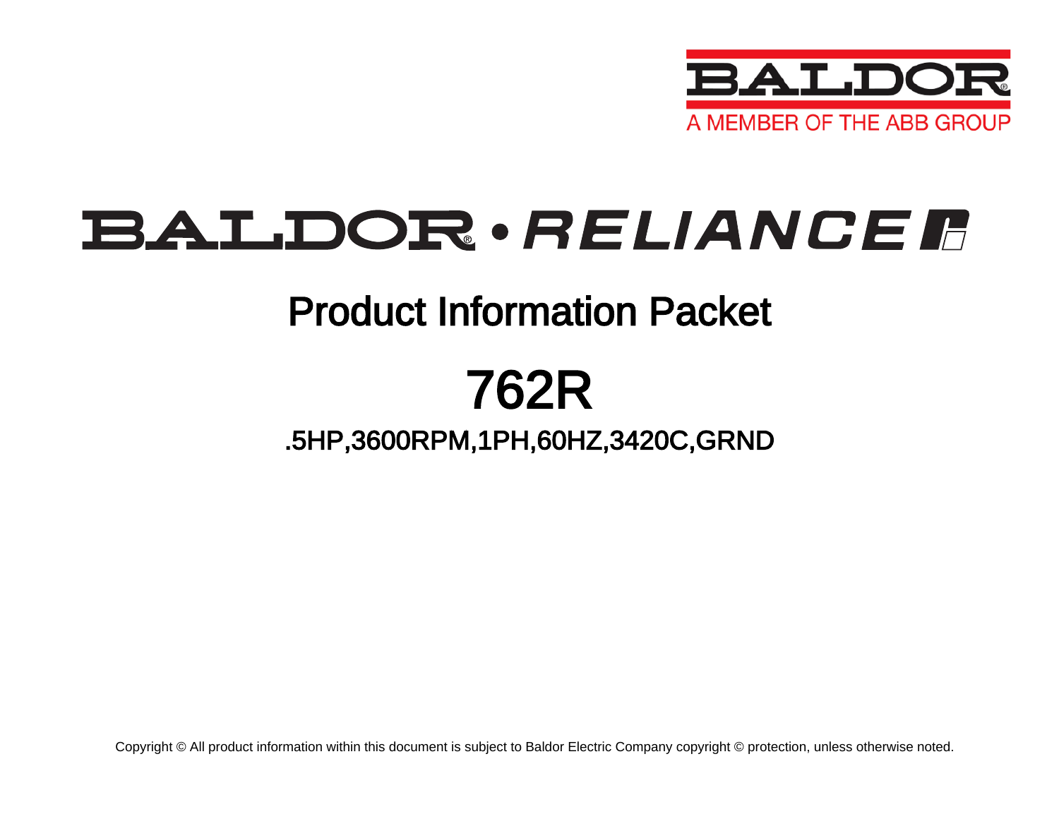BALDOR

A MEMBER OF THE ABB GROUP

# BALDOR • RELIANCE

## Product Information Packet

# 762R

### .5HP,3600RPM,1PH,60HZ,3420C,GRND

Copyright © All product information within this document is subject to Baldor Electric Company copyright © protection, unless otherwise noted.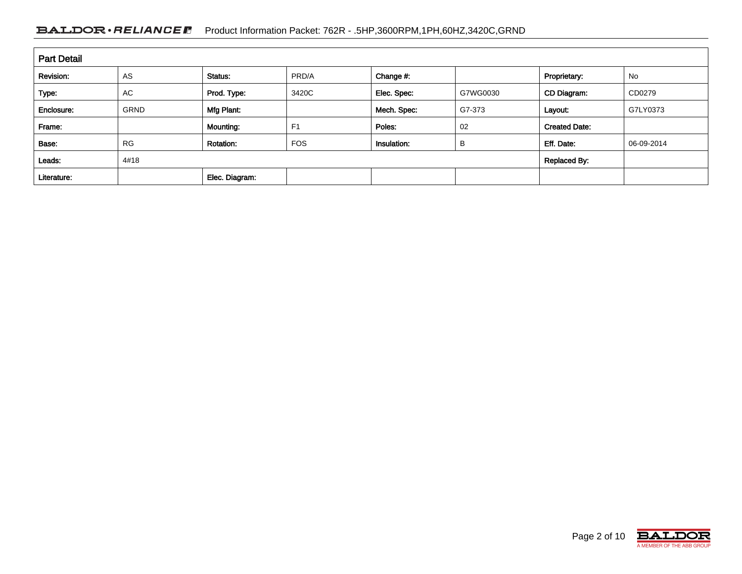## Part Detail

| Revision: | AS | Status: | PRD/A | Change #: | | Proprietary: | No |
|---|---|---|---|---|---|---|---|
| Type: | AC | Prod. Type: | 3420C | Elec. Spec: | G7WG0030 | CD Diagram: | CD0279 |
| Enclosure: | GRND | Mfg Plant: | | Mech. Spec: | G7-373 | Layout: | G7LY0373 |
| Frame: | | Mounting: | F1 | Poles: | 02 | Created Date: | |
| Base: | RG | Rotation: | FOS | Insulation: | B | Eff. Date: | 06-09-2014 |
| Leads: | 4#18 | | | | | Replaced By: | |
| Literature: | | Elec. Diagram: | | | | | |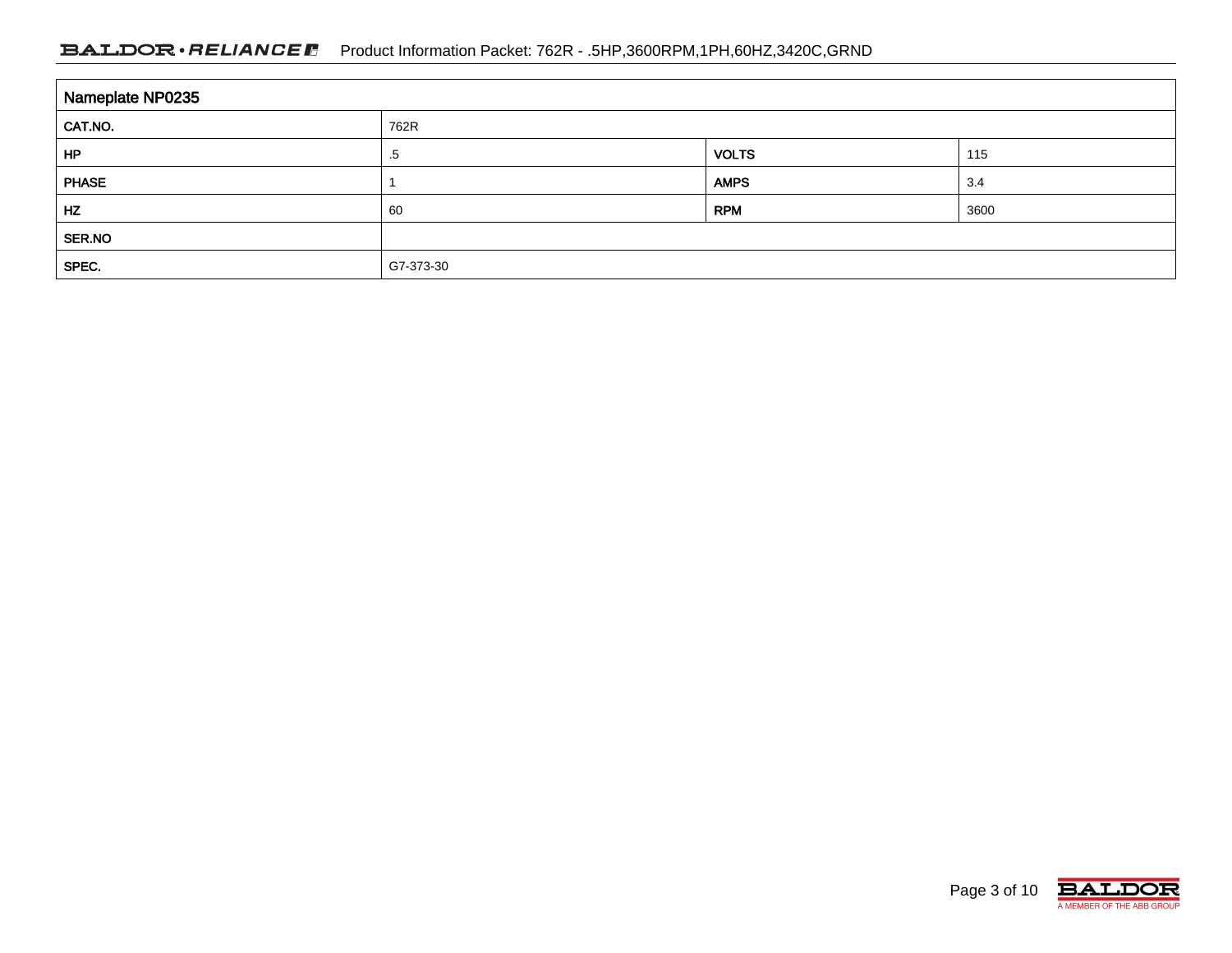| Nameplate NP0235 | | | |
|---|---|---|---|
| CAT.NO. | 762R | | |
| HP | .5 | VOLTS | 115 |
| PHASE | 1 | AMPS | 3.4 |
| HZ | 60 | RPM | 3600 |
| SER.NO | | | |
| SPEC. | G7-373-30 | | |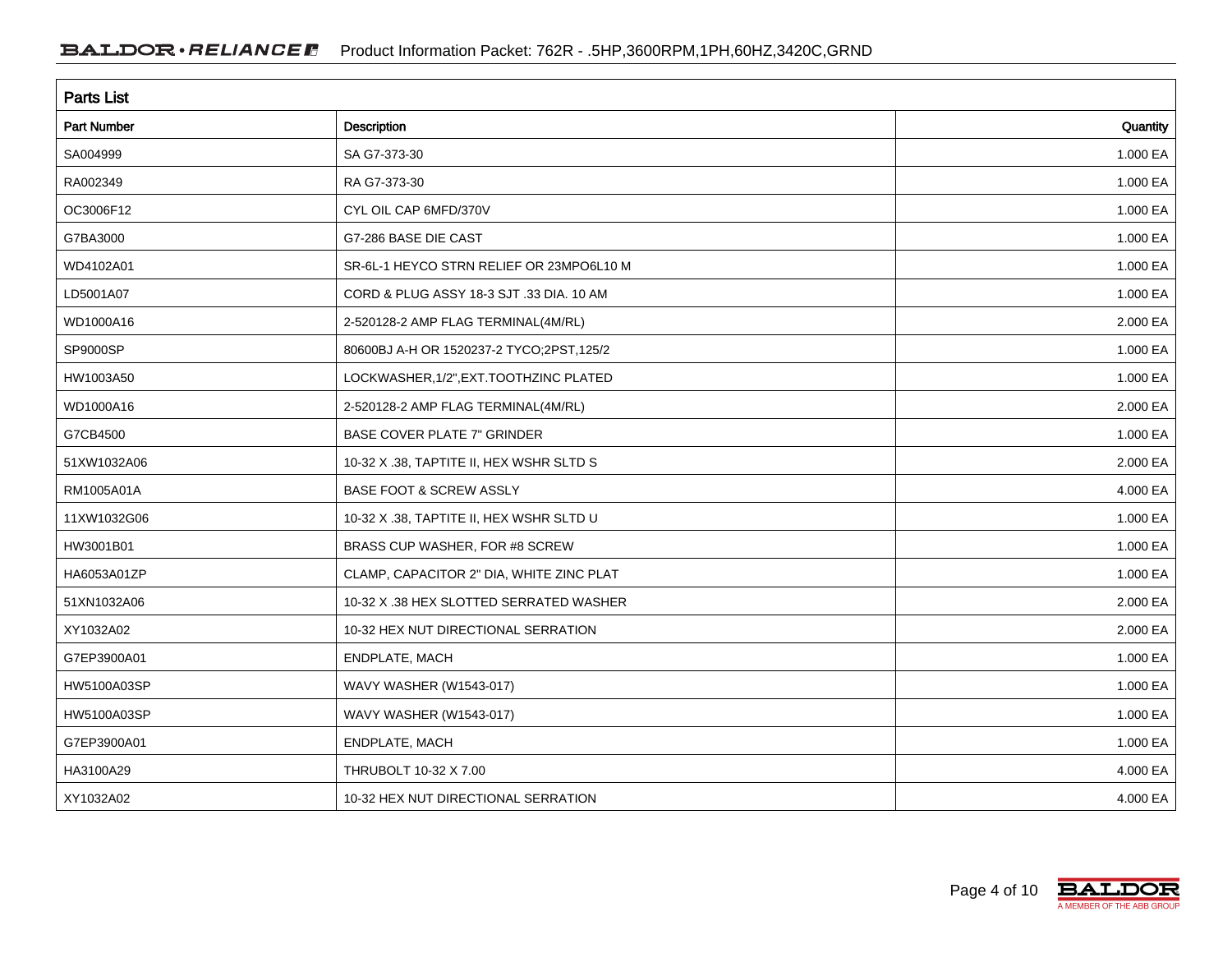## Parts List

| Part Number | Description | Quantity |
|---|---|---|
| SA004999 | SA G7-373-30 | 1.000 EA |
| RA002349 | RA G7-373-30 | 1.000 EA |
| OC3006F12 | CYL OIL CAP 6MFD/370V | 1.000 EA |
| G7BA3000 | G7-286 BASE DIE CAST | 1.000 EA |
| WD4102A01 | SR-6L-1 HEYCO STRN RELIEF OR 23MPO6L10 M | 1.000 EA |
| LD5001A07 | CORD & PLUG ASSY 18-3 SJT .33 DIA. 10 AM | 1.000 EA |
| WD1000A16 | 2-520128-2 AMP FLAG TERMINAL(4M/RL) | 2.000 EA |
| SP9000SP | 80600BJ A-H OR 1520237-2 TYCO;2PST,125/2 | 1.000 EA |
| HW1003A50 | LOCKWASHER,1/2",EXT.TOOTHZINC PLATED | 1.000 EA |
| WD1000A16 | 2-520128-2 AMP FLAG TERMINAL(4M/RL) | 2.000 EA |
| G7CB4500 | BASE COVER PLATE 7" GRINDER | 1.000 EA |
| 51XW1032A06 | 10-32 X .38, TAPTITE II, HEX WSHR SLTD S | 2.000 EA |
| RM1005A01A | BASE FOOT & SCREW ASSLY | 4.000 EA |
| 11XW1032G06 | 10-32 X .38, TAPTITE II, HEX WSHR SLTD U | 1.000 EA |
| HW3001B01 | BRASS CUP WASHER, FOR #8 SCREW | 1.000 EA |
| HA6053A01ZP | CLAMP, CAPACITOR 2" DIA, WHITE ZINC PLAT | 1.000 EA |
| 51XN1032A06 | 10-32 X .38 HEX SLOTTED SERRATED WASHER | 2.000 EA |
| XY1032A02 | 10-32 HEX NUT DIRECTIONAL SERRATION | 2.000 EA |
| G7EP3900A01 | ENDPLATE, MACH | 1.000 EA |
| HW5100A03SP | WAVY WASHER (W1543-017) | 1.000 EA |
| HW5100A03SP | WAVY WASHER (W1543-017) | 1.000 EA |
| G7EP3900A01 | ENDPLATE, MACH | 1.000 EA |
| HA3100A29 | THRUBOLT 10-32 X 7.00 | 4.000 EA |
| XY1032A02 | 10-32 HEX NUT DIRECTIONAL SERRATION | 4.000 EA |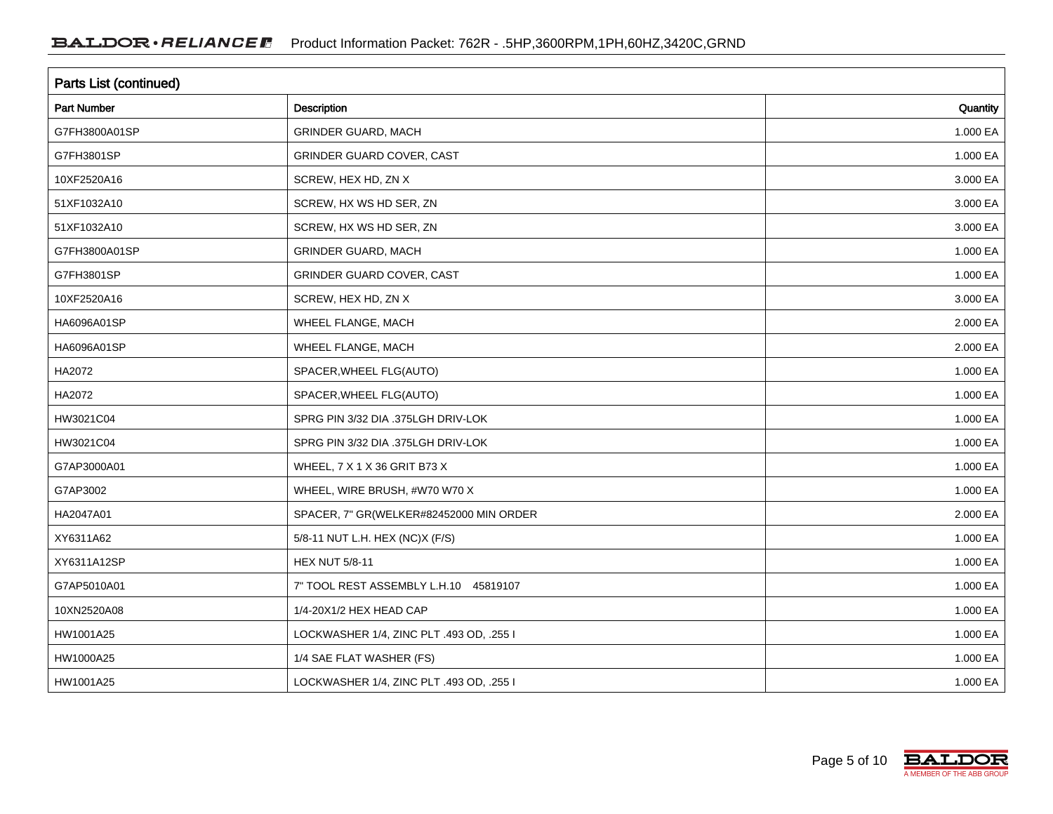## Parts List (continued)

| Part Number | Description | Quantity |
|---|---|---|
| G7FH3800A01SP | GRINDER GUARD, MACH | 1.000 EA |
| G7FH3801SP | GRINDER GUARD COVER, CAST | 1.000 EA |
| 10XF2520A16 | SCREW, HEX HD, ZN X | 3.000 EA |
| 51XF1032A10 | SCREW, HX WS HD SER, ZN | 3.000 EA |
| 51XF1032A10 | SCREW, HX WS HD SER, ZN | 3.000 EA |
| G7FH3800A01SP | GRINDER GUARD, MACH | 1.000 EA |
| G7FH3801SP | GRINDER GUARD COVER, CAST | 1.000 EA |
| 10XF2520A16 | SCREW, HEX HD, ZN X | 3.000 EA |
| HA6096A01SP | WHEEL FLANGE, MACH | 2.000 EA |
| HA6096A01SP | WHEEL FLANGE, MACH | 2.000 EA |
| HA2072 | SPACER,WHEEL FLG(AUTO) | 1.000 EA |
| HA2072 | SPACER,WHEEL FLG(AUTO) | 1.000 EA |
| HW3021C04 | SPRG PIN 3/32 DIA .375LGH DRIV-LOK | 1.000 EA |
| HW3021C04 | SPRG PIN 3/32 DIA .375LGH DRIV-LOK | 1.000 EA |
| G7AP3000A01 | WHEEL, 7 X 1 X 36 GRIT B73 X | 1.000 EA |
| G7AP3002 | WHEEL, WIRE BRUSH, #W70 W70 X | 1.000 EA |
| HA2047A01 | SPACER, 7" GR(WELKER#82452000 MIN ORDER | 2.000 EA |
| XY6311A62 | 5/8-11 NUT L.H. HEX (NC)X (F/S) | 1.000 EA |
| XY6311A12SP | HEX NUT 5/8-11 | 1.000 EA |
| G7AP5010A01 | 7" TOOL REST ASSEMBLY L.H.10 45819107 | 1.000 EA |
| 10XN2520A08 | 1/4-20X1/2 HEX HEAD CAP | 1.000 EA |
| HW1001A25 | LOCKWASHER 1/4, ZINC PLT .493 OD, .255 I | 1.000 EA |
| HW1000A25 | 1/4 SAE FLAT WASHER (FS) | 1.000 EA |
| HW1001A25 | LOCKWASHER 1/4, ZINC PLT .493 OD, .255 I | 1.000 EA |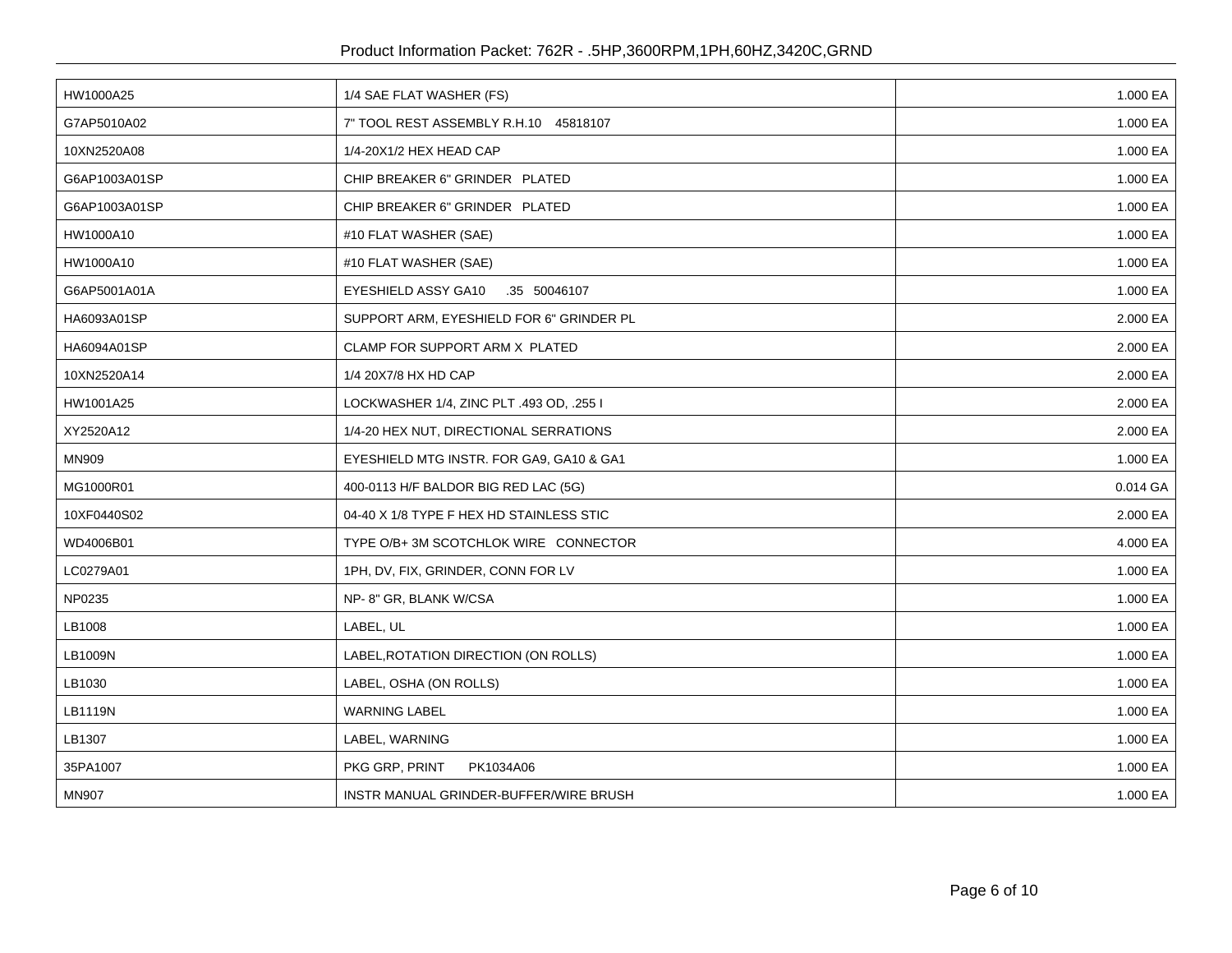| HW1000A25 | 1/4 SAE FLAT WASHER (FS) | 1.000 EA |
|---|---|---|
| G7AP5010A02 | 7" TOOL REST ASSEMBLY R.H.10 45818107 | 1.000 EA |
| 10XN2520A08 | 1/4-20X1/2 HEX HEAD CAP | 1.000 EA |
| G6AP1003A01SP | CHIP BREAKER 6" GRINDER PLATED | 1.000 EA |
| G6AP1003A01SP | CHIP BREAKER 6" GRINDER PLATED | 1.000 EA |
| HW1000A10 | #10 FLAT WASHER (SAE) | 1.000 EA |
| HW1000A10 | #10 FLAT WASHER (SAE) | 1.000 EA |
| G6AP5001A01A | EYESHIELD ASSY GA10 .35 50046107 | 1.000 EA |
| HA6093A01SP | SUPPORT ARM, EYESHIELD FOR 6" GRINDER PL | 2.000 EA |
| HA6094A01SP | CLAMP FOR SUPPORT ARM X PLATED | 2.000 EA |
| 10XN2520A14 | 1/4 20X7/8 HX HD CAP | 2.000 EA |
| HW1001A25 | LOCKWASHER 1/4, ZINC PLT .493 OD, .255 I | 2.000 EA |
| XY2520A12 | 1/4-20 HEX NUT, DIRECTIONAL SERRATIONS | 2.000 EA |
| MN909 | EYESHIELD MTG INSTR. FOR GA9, GA10 & GA1 | 1.000 EA |
| MG1000R01 | 400-0113 H/F BALDOR BIG RED LAC (5G) | 0.014 GA |
| 10XF0440S02 | 04-40 X 1/8 TYPE F HEX HD STAINLESS STIC | 2.000 EA |
| WD4006B01 | TYPE O/B+ 3M SCOTCHLOK WIRE CONNECTOR | 4.000 EA |
| LC0279A01 | 1PH, DV, FIX, GRINDER, CONN FOR LV | 1.000 EA |
| NP0235 | NP- 8" GR, BLANK W/CSA | 1.000 EA |
| LB1008 | LABEL, UL | 1.000 EA |
| LB1009N | LABEL,ROTATION DIRECTION (ON ROLLS) | 1.000 EA |
| LB1030 | LABEL, OSHA (ON ROLLS) | 1.000 EA |
| LB1119N | WARNING LABEL | 1.000 EA |
| LB1307 | LABEL, WARNING | 1.000 EA |
| 35PA1007 | PKG GRP, PRINT PK1034A06 | 1.000 EA |
| MN907 | INSTR MANUAL GRINDER-BUFFER/WIRE BRUSH | 1.000 EA |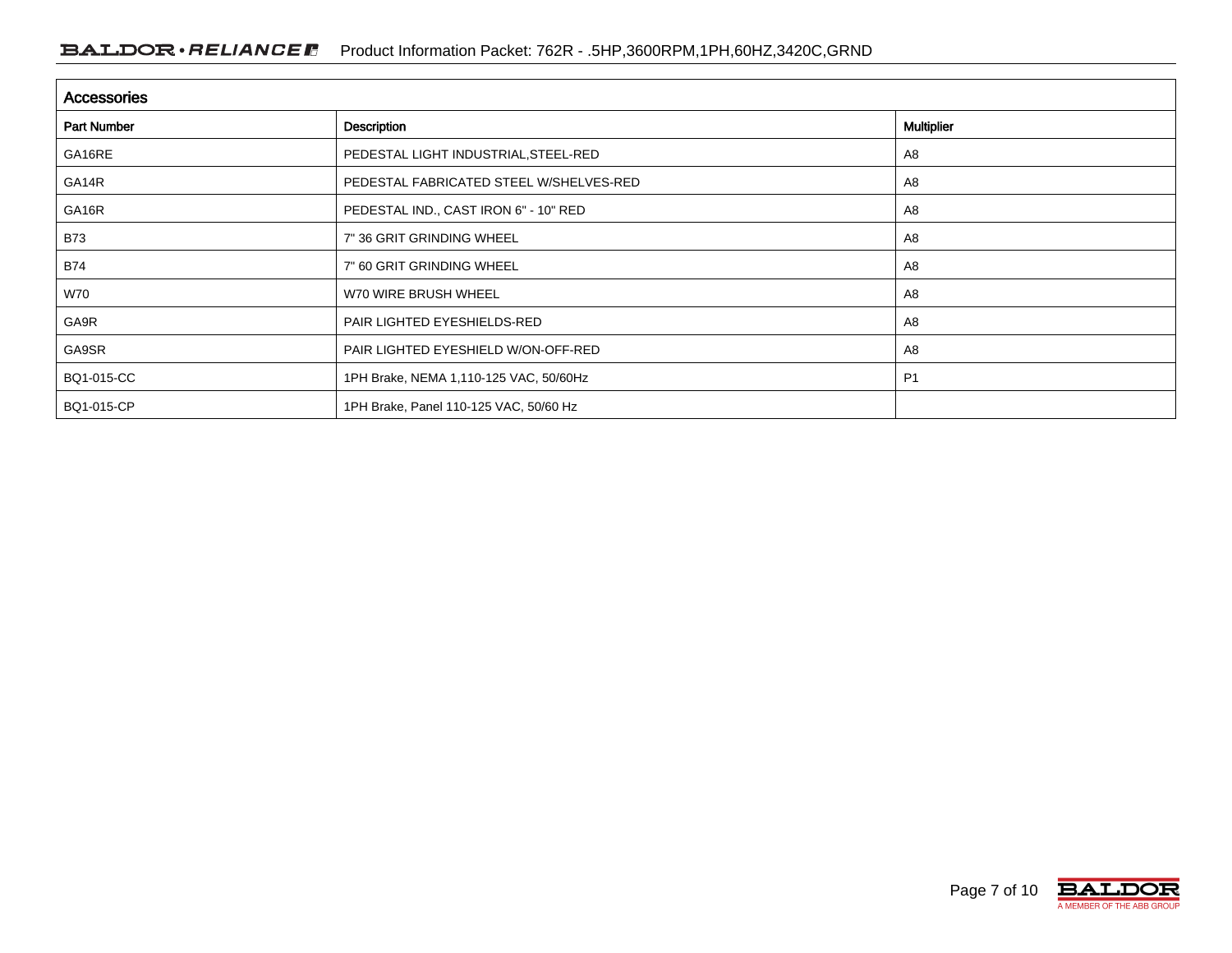## Accessories

| Part Number | Description | Multiplier |
|---|---|---|
| GA16RE | PEDESTAL LIGHT INDUSTRIAL,STEEL-RED | A8 |
| GA14R | PEDESTAL FABRICATED STEEL W/SHELVES-RED | A8 |
| GA16R | PEDESTAL IND., CAST IRON 6" - 10" RED | A8 |
| B73 | 7" 36 GRIT GRINDING WHEEL | A8 |
| B74 | 7" 60 GRIT GRINDING WHEEL | A8 |
| W70 | W70 WIRE BRUSH WHEEL | A8 |
| GA9R | PAIR LIGHTED EYESHIELDS-RED | A8 |
| GA9SR | PAIR LIGHTED EYESHIELD W/ON-OFF-RED | A8 |
| BQ1-015-CC | 1PH Brake, NEMA 1,110-125 VAC, 50/60Hz | P1 |
| BQ1-015-CP | 1PH Brake, Panel 110-125 VAC, 50/60 Hz | |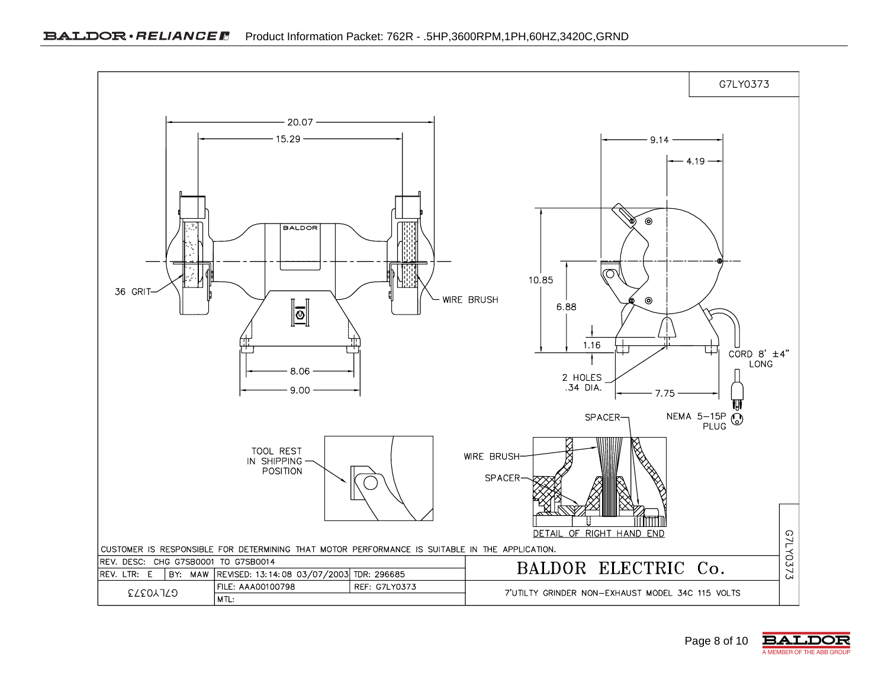G7LY0373

20.07

15.29

9.14

4.19

BALDOR

36 GRIT

WIRE BRUSH

10.85

6.88

1.16

CORD 8' ±4" LONG

2 HOLES .34 DIA.

8.06

9.00

7.75

SPACER

NEMA 5–15P PLUG

TOOL REST IN SHIPPING POSITION

WIRE BRUSH

SPACER

DETAIL OF RIGHT HAND END

CUSTOMER IS RESPONSIBLE FOR DETERMINING THAT MOTOR PERFORMANCE IS SUITABLE IN THE APPLICATION.

| REV. DESC: CHG G7SB0001 TO G7SB0014 | | | | BALDOR ELECTRIC Co. |
|---|---|---|---|---|
| REV. LTR: E | BY: MAW | REVISED: 13:14:08 03/07/2003 | TDR: 296685 | |
| G7LY0373 | | FILE: AAA00100798 | REF: G7LY0373 | 7'UTILITY GRINDER NON–EXHAUST MODEL 34C 115 VOLTS |
| | | MTL: | | |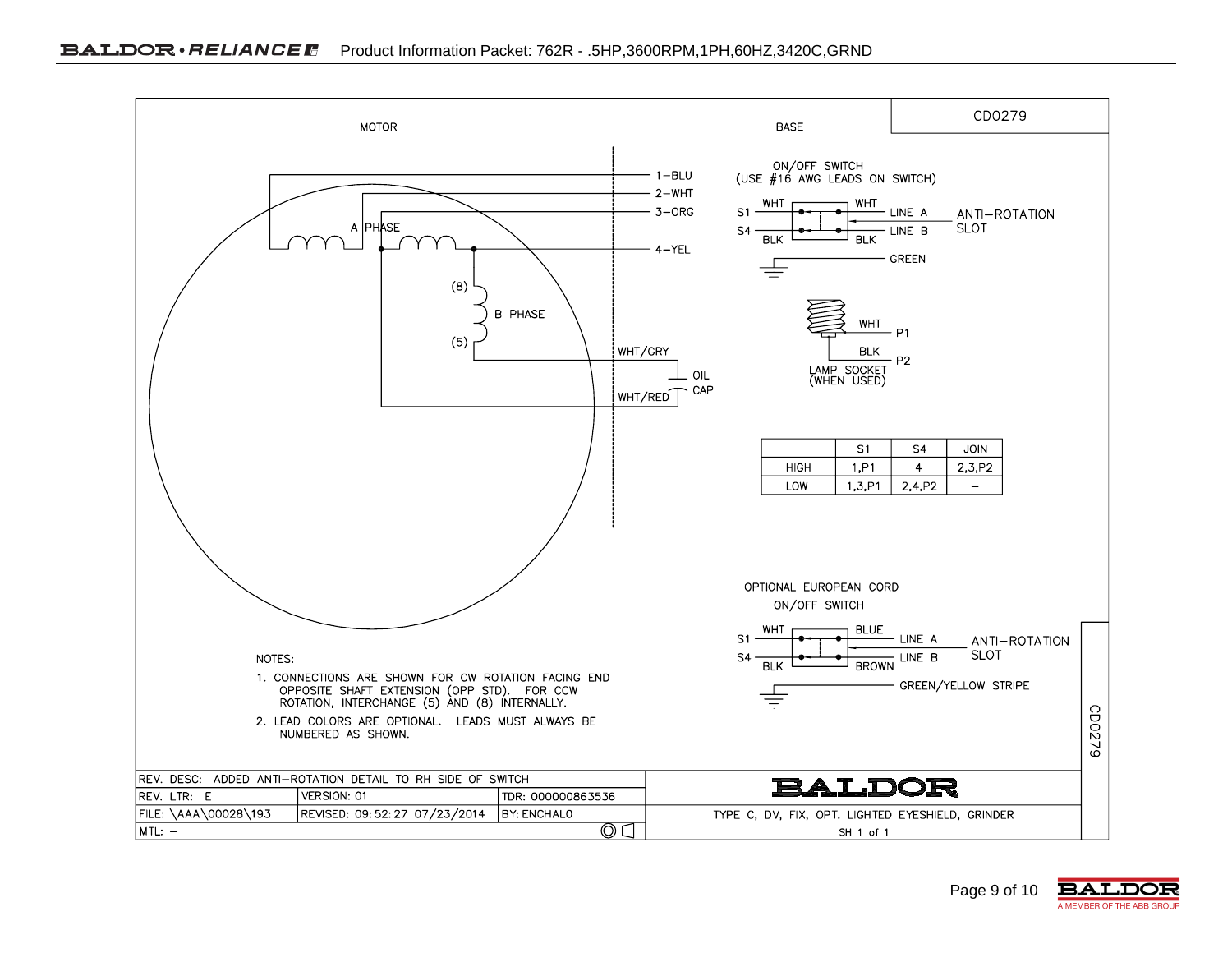CD0279

MOTOR

1-BLU
2-WHT
3-ORG
A PHASE
4-YEL
(8)
B PHASE
(5)
WHT/GRY
OIL
CAP
WHT/RED

BASE

ON/OFF SWITCH
(USE #16 AWG LEADS ON SWITCH)

S1
S4
WHT
WHT
BLK
BLK
LINE A
LINE B
ANTI-ROTATION
SLOT
GREEN

WHT
P1
BLK
P2
LAMP SOCKET
(WHEN USED)

| | S1 | S4 | JOIN |
|---|---|---|---|
| HIGH | 1,P1 | 4 | 2,3,P2 |
| LOW | 1,3,P1 | 2,4,P2 | – |

OPTIONAL EUROPEAN CORD
ON/OFF SWITCH

S1
S4
WHT
BLUE
BLK
BROWN
LINE A
LINE B
ANTI-ROTATION
SLOT
GREEN/YELLOW STRIPE

NOTES:

1. CONNECTIONS ARE SHOWN FOR CW ROTATION FACING END OPPOSITE SHAFT EXTENSION (OPP STD). FOR CCW ROTATION, INTERCHANGE (5) AND (8) INTERNALLY.
2. LEAD COLORS ARE OPTIONAL. LEADS MUST ALWAYS BE NUMBERED AS SHOWN.

| | | |
|---|---|---|
| REV. DESC: ADDED ANTI-ROTATION DETAIL TO RH SIDE OF SWITCH | | |
| REV. LTR: E | VERSION: 01 | TDR: 000000863536 |
| FILE: \AAA\00028\193 | REVISED: 09:52:27 07/23/2014 | BY: ENCHALO |
| MTL: – | | |

BALDOR

TYPE C, DV, FIX, OPT. LIGHTED EYESHIELD, GRINDER

SH 1 of 1

CD0279